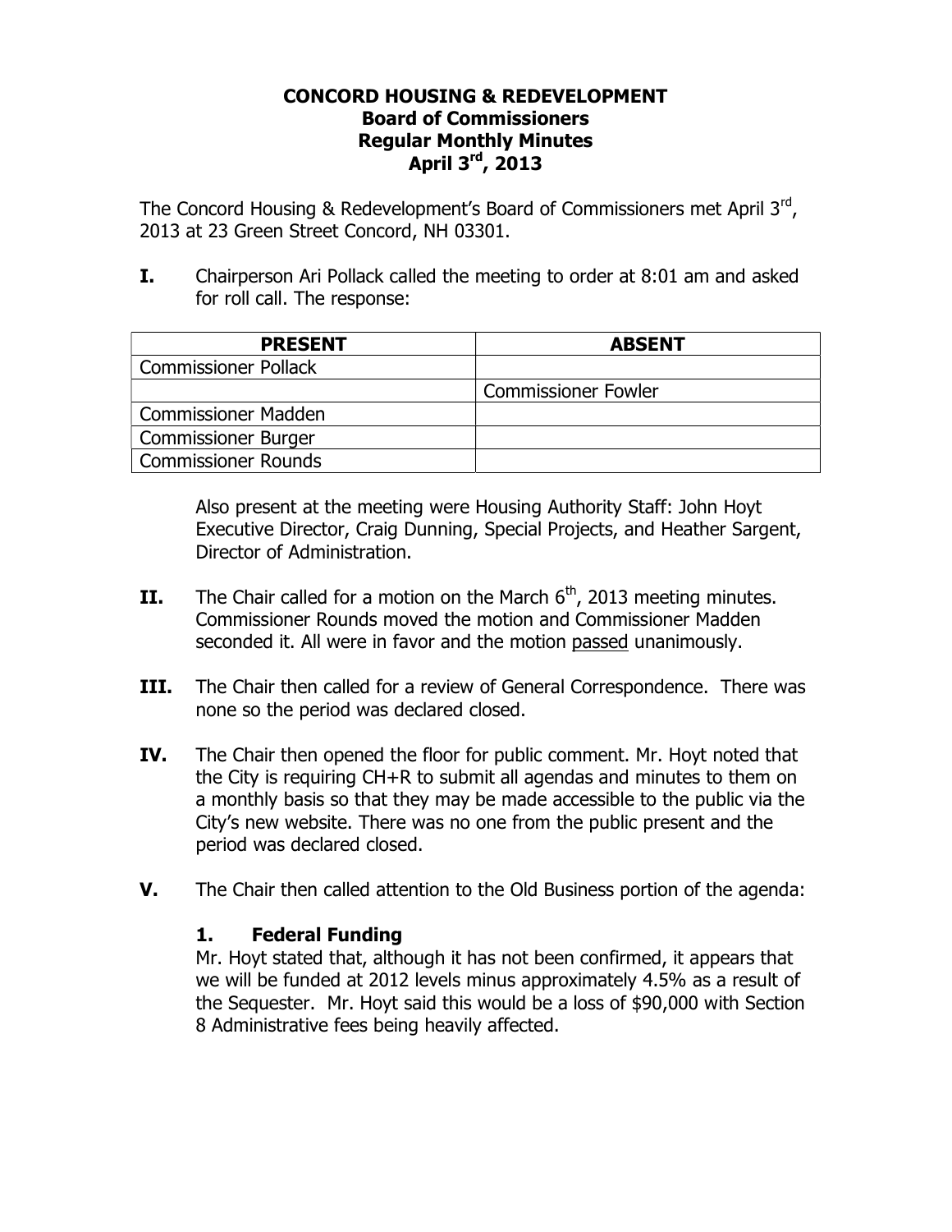**CONCORD HOUSING & REDEVELOPMENT**
**Board of Commissioners**
**Regular Monthly Minutes**
**April 3rd, 2013**

The Concord Housing & Redevelopment's Board of Commissioners met April 3rd, 2013 at 23 Green Street Concord, NH 03301.

**I.** Chairperson Ari Pollack called the meeting to order at 8:01 am and asked for roll call. The response:

| PRESENT | ABSENT |
|---|---|
| Commissioner Pollack | |
| | Commissioner Fowler |
| Commissioner Madden | |
| Commissioner Burger | |
| Commissioner Rounds | |

Also present at the meeting were Housing Authority Staff: John Hoyt Executive Director, Craig Dunning, Special Projects, and Heather Sargent, Director of Administration.

**II.** The Chair called for a motion on the March 6th, 2013 meeting minutes. Commissioner Rounds moved the motion and Commissioner Madden seconded it. All were in favor and the motion passed unanimously.

**III.** The Chair then called for a review of General Correspondence. There was none so the period was declared closed.

**IV.** The Chair then opened the floor for public comment. Mr. Hoyt noted that the City is requiring CH+R to submit all agendas and minutes to them on a monthly basis so that they may be made accessible to the public via the City's new website. There was no one from the public present and the period was declared closed.

**V.** The Chair then called attention to the Old Business portion of the agenda:

**1. Federal Funding**
Mr. Hoyt stated that, although it has not been confirmed, it appears that we will be funded at 2012 levels minus approximately 4.5% as a result of the Sequester. Mr. Hoyt said this would be a loss of $90,000 with Section 8 Administrative fees being heavily affected.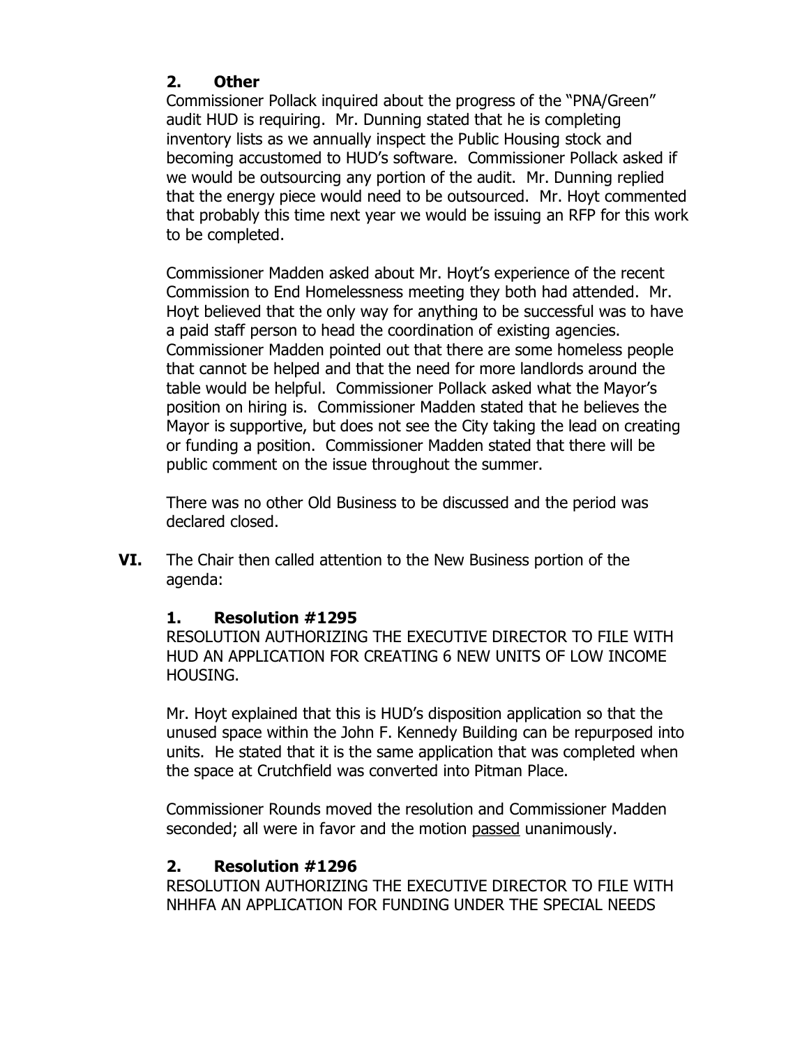## 2. Other

Commissioner Pollack inquired about the progress of the "PNA/Green" audit HUD is requiring. Mr. Dunning stated that he is completing inventory lists as we annually inspect the Public Housing stock and becoming accustomed to HUD's software. Commissioner Pollack asked if we would be outsourcing any portion of the audit. Mr. Dunning replied that the energy piece would need to be outsourced. Mr. Hoyt commented that probably this time next year we would be issuing an RFP for this work to be completed.

Commissioner Madden asked about Mr. Hoyt's experience of the recent Commission to End Homelessness meeting they both had attended. Mr. Hoyt believed that the only way for anything to be successful was to have a paid staff person to head the coordination of existing agencies. Commissioner Madden pointed out that there are some homeless people that cannot be helped and that the need for more landlords around the table would be helpful. Commissioner Pollack asked what the Mayor's position on hiring is. Commissioner Madden stated that he believes the Mayor is supportive, but does not see the City taking the lead on creating or funding a position. Commissioner Madden stated that there will be public comment on the issue throughout the summer.

There was no other Old Business to be discussed and the period was declared closed.

**VI.** The Chair then called attention to the New Business portion of the agenda:

## 1. Resolution #1295

RESOLUTION AUTHORIZING THE EXECUTIVE DIRECTOR TO FILE WITH HUD AN APPLICATION FOR CREATING 6 NEW UNITS OF LOW INCOME HOUSING.

Mr. Hoyt explained that this is HUD's disposition application so that the unused space within the John F. Kennedy Building can be repurposed into units. He stated that it is the same application that was completed when the space at Crutchfield was converted into Pitman Place.

Commissioner Rounds moved the resolution and Commissioner Madden seconded; all were in favor and the motion <u>passed</u> unanimously.

## 2. Resolution #1296

RESOLUTION AUTHORIZING THE EXECUTIVE DIRECTOR TO FILE WITH NHHFA AN APPLICATION FOR FUNDING UNDER THE SPECIAL NEEDS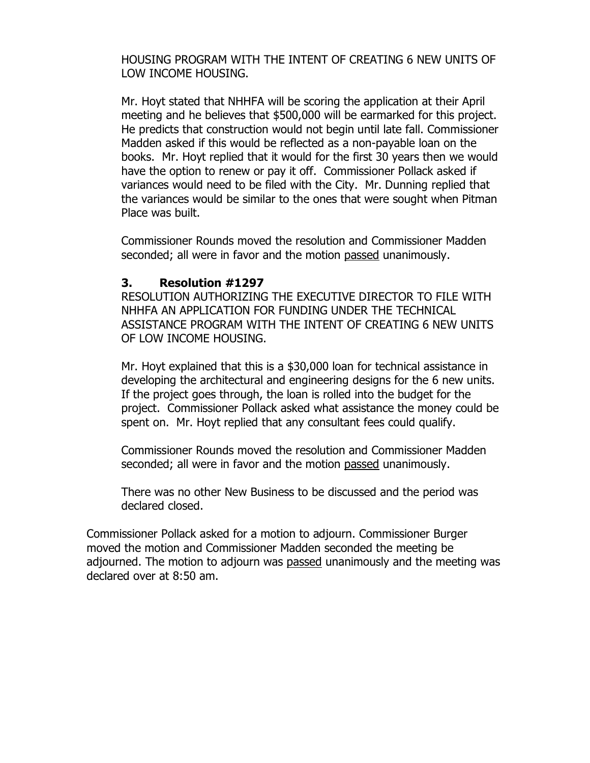HOUSING PROGRAM WITH THE INTENT OF CREATING 6 NEW UNITS OF LOW INCOME HOUSING.

Mr. Hoyt stated that NHHFA will be scoring the application at their April meeting and he believes that $500,000 will be earmarked for this project. He predicts that construction would not begin until late fall. Commissioner Madden asked if this would be reflected as a non-payable loan on the books. Mr. Hoyt replied that it would for the first 30 years then we would have the option to renew or pay it off. Commissioner Pollack asked if variances would need to be filed with the City. Mr. Dunning replied that the variances would be similar to the ones that were sought when Pitman Place was built.

Commissioner Rounds moved the resolution and Commissioner Madden seconded; all were in favor and the motion passed unanimously.

**3. Resolution #1297**

RESOLUTION AUTHORIZING THE EXECUTIVE DIRECTOR TO FILE WITH NHHFA AN APPLICATION FOR FUNDING UNDER THE TECHNICAL ASSISTANCE PROGRAM WITH THE INTENT OF CREATING 6 NEW UNITS OF LOW INCOME HOUSING.

Mr. Hoyt explained that this is a $30,000 loan for technical assistance in developing the architectural and engineering designs for the 6 new units. If the project goes through, the loan is rolled into the budget for the project. Commissioner Pollack asked what assistance the money could be spent on. Mr. Hoyt replied that any consultant fees could qualify.

Commissioner Rounds moved the resolution and Commissioner Madden seconded; all were in favor and the motion passed unanimously.

There was no other New Business to be discussed and the period was declared closed.

Commissioner Pollack asked for a motion to adjourn. Commissioner Burger moved the motion and Commissioner Madden seconded the meeting be adjourned. The motion to adjourn was passed unanimously and the meeting was declared over at 8:50 am.